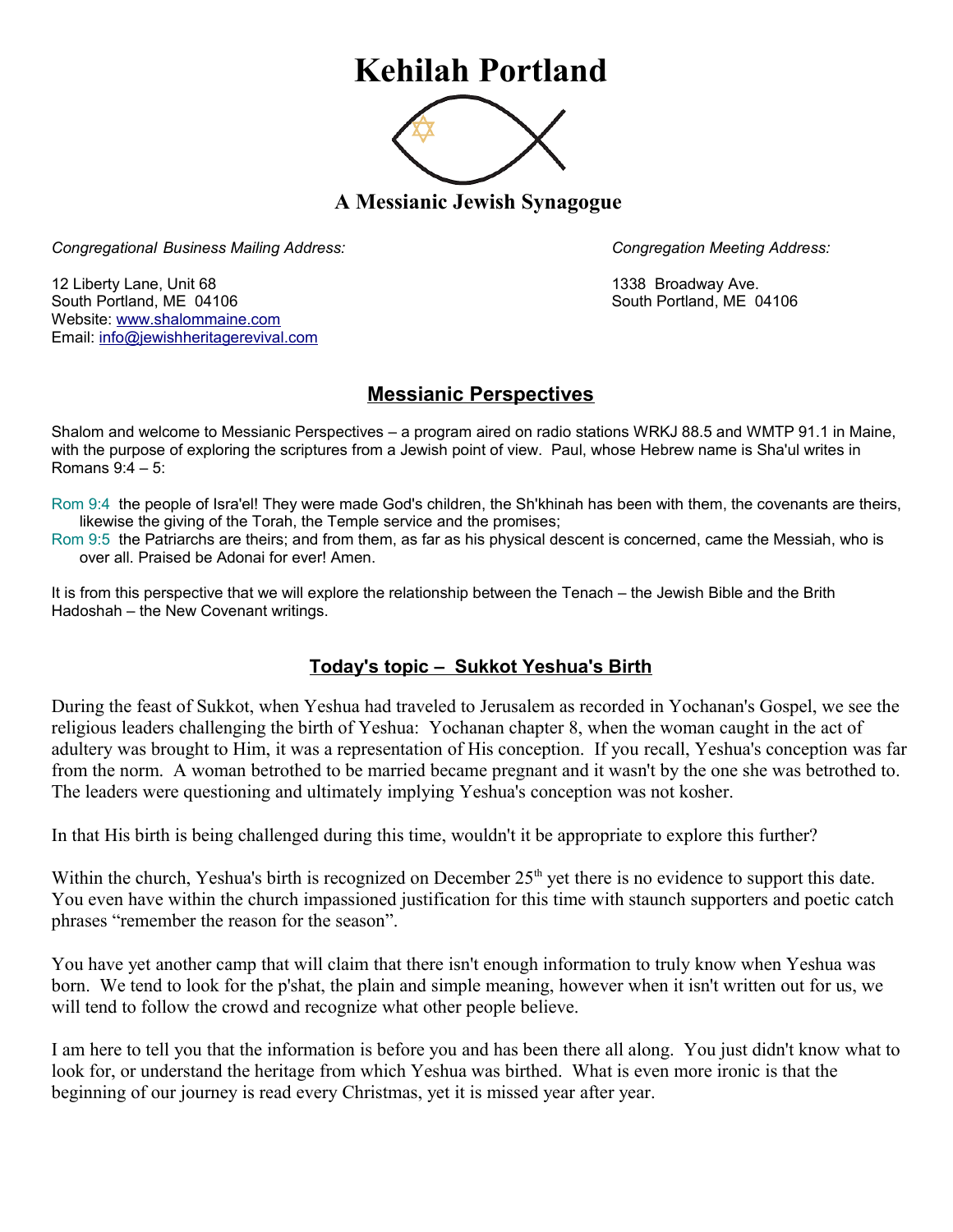# Kehilah Portland

## A Messianic Jewish Synagogue

*Congregational Business Mailing Address:*

12 Liberty Lane, Unit 68
South Portland, ME 04106
Website: www.shalommaine.com
Email: info@jewishheritagerevival.com

*Congregation Meeting Address:*

1338 Broadway Ave.
South Portland, ME 04106

## Messianic Perspectives

Shalom and welcome to Messianic Perspectives – a program aired on radio stations WRKJ 88.5 and WMTP 91.1 in Maine, with the purpose of exploring the scriptures from a Jewish point of view. Paul, whose Hebrew name is Sha'ul writes in Romans 9:4 – 5:

Rom 9:4 the people of Isra'el! They were made God's children, the Sh'khinah has been with them, the covenants are theirs, likewise the giving of the Torah, the Temple service and the promises;
Rom 9:5 the Patriarchs are theirs; and from them, as far as his physical descent is concerned, came the Messiah, who is over all. Praised be Adonai for ever! Amen.

It is from this perspective that we will explore the relationship between the Tenach – the Jewish Bible and the Brith Hadoshah – the New Covenant writings.

## Today's topic – Sukkot Yeshua's Birth

During the feast of Sukkot, when Yeshua had traveled to Jerusalem as recorded in Yochanan's Gospel, we see the religious leaders challenging the birth of Yeshua: Yochanan chapter 8, when the woman caught in the act of adultery was brought to Him, it was a representation of His conception. If you recall, Yeshua's conception was far from the norm. A woman betrothed to be married became pregnant and it wasn't by the one she was betrothed to. The leaders were questioning and ultimately implying Yeshua's conception was not kosher.

In that His birth is being challenged during this time, wouldn't it be appropriate to explore this further?

Within the church, Yeshua's birth is recognized on December 25th yet there is no evidence to support this date. You even have within the church impassioned justification for this time with staunch supporters and poetic catch phrases "remember the reason for the season".

You have yet another camp that will claim that there isn't enough information to truly know when Yeshua was born. We tend to look for the p'shat, the plain and simple meaning, however when it isn't written out for us, we will tend to follow the crowd and recognize what other people believe.

I am here to tell you that the information is before you and has been there all along. You just didn't know what to look for, or understand the heritage from which Yeshua was birthed. What is even more ironic is that the beginning of our journey is read every Christmas, yet it is missed year after year.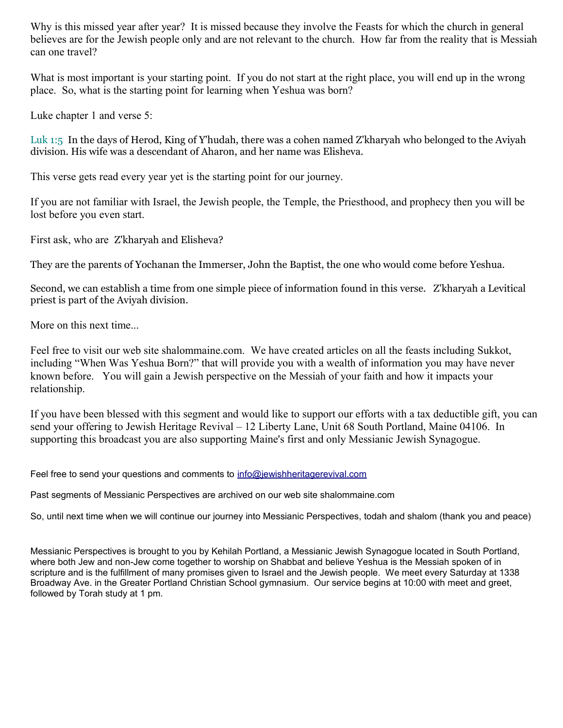Why is this missed year after year? It is missed because they involve the Feasts for which the church in general believes are for the Jewish people only and are not relevant to the church. How far from the reality that is Messiah can one travel?

What is most important is your starting point. If you do not start at the right place, you will end up in the wrong place. So, what is the starting point for learning when Yeshua was born?

Luke chapter 1 and verse 5:

Luk 1:5 In the days of Herod, King of Y'hudah, there was a cohen named Z'kharyah who belonged to the Aviyah division. His wife was a descendant of Aharon, and her name was Elisheva.

This verse gets read every year yet is the starting point for our journey.

If you are not familiar with Israel, the Jewish people, the Temple, the Priesthood, and prophecy then you will be lost before you even start.

First ask, who are Z'kharyah and Elisheva?

They are the parents of Yochanan the Immerser, John the Baptist, the one who would come before Yeshua.

Second, we can establish a time from one simple piece of information found in this verse. Z'kharyah a Levitical priest is part of the Aviyah division.

More on this next time...

Feel free to visit our web site shalommaine.com. We have created articles on all the feasts including Sukkot, including "When Was Yeshua Born?" that will provide you with a wealth of information you may have never known before. You will gain a Jewish perspective on the Messiah of your faith and how it impacts your relationship.

If you have been blessed with this segment and would like to support our efforts with a tax deductible gift, you can send your offering to Jewish Heritage Revival – 12 Liberty Lane, Unit 68 South Portland, Maine 04106. In supporting this broadcast you are also supporting Maine's first and only Messianic Jewish Synagogue.

Feel free to send your questions and comments to info@jewishheritagerevival.com

Past segments of Messianic Perspectives are archived on our web site shalommaine.com

So, until next time when we will continue our journey into Messianic Perspectives, todah and shalom (thank you and peace)

Messianic Perspectives is brought to you by Kehilah Portland, a Messianic Jewish Synagogue located in South Portland, where both Jew and non-Jew come together to worship on Shabbat and believe Yeshua is the Messiah spoken of in scripture and is the fulfillment of many promises given to Israel and the Jewish people. We meet every Saturday at 1338 Broadway Ave. in the Greater Portland Christian School gymnasium. Our service begins at 10:00 with meet and greet, followed by Torah study at 1 pm.